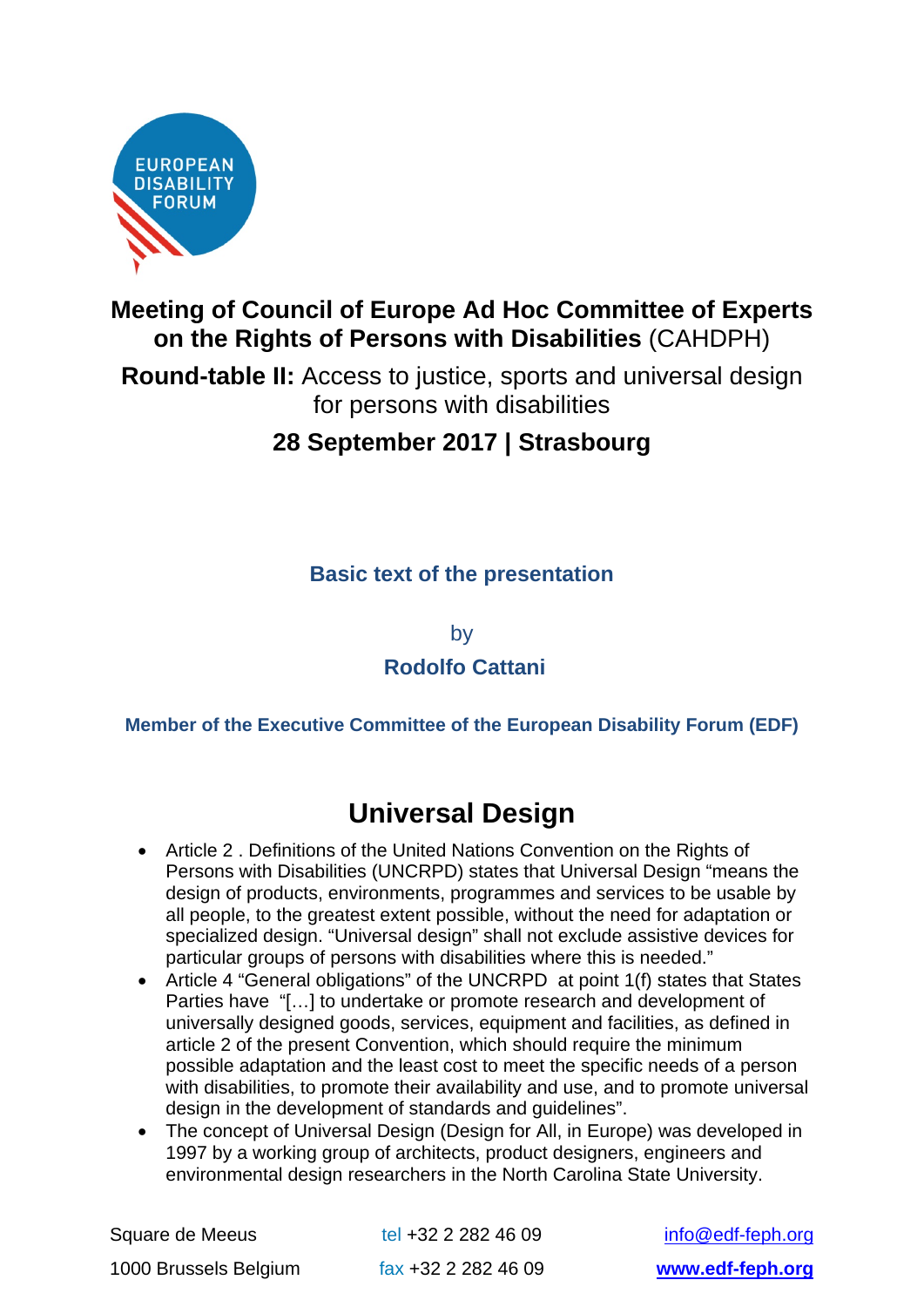EUROPEAN DISABILITY FORUM

# Meeting of Council of Europe Ad Hoc Committee of Experts on the Rights of Persons with Disabilities (CAHDPH)

**Round-table II:** Access to justice, sports and universal design for persons with disabilities

**28 September 2017 | Strasbourg**

**Basic text of the presentation**

by

**Rodolfo Cattani**

**Member of the Executive Committee of the European Disability Forum (EDF)**

## Universal Design

- Article 2 . Definitions of the United Nations Convention on the Rights of Persons with Disabilities (UNCRPD) states that Universal Design "means the design of products, environments, programmes and services to be usable by all people, to the greatest extent possible, without the need for adaptation or specialized design. "Universal design" shall not exclude assistive devices for particular groups of persons with disabilities where this is needed."
- Article 4 "General obligations" of the UNCRPD at point 1(f) states that States Parties have "[…] to undertake or promote research and development of universally designed goods, services, equipment and facilities, as defined in article 2 of the present Convention, which should require the minimum possible adaptation and the least cost to meet the specific needs of a person with disabilities, to promote their availability and use, and to promote universal design in the development of standards and guidelines".
- The concept of Universal Design (Design for All, in Europe) was developed in 1997 by a working group of architects, product designers, engineers and environmental design researchers in the North Carolina State University.

Square de Meeus
1000 Brussels Belgium

tel +32 2 282 46 09
fax +32 2 282 46 09

info@edf-feph.org
www.edf-feph.org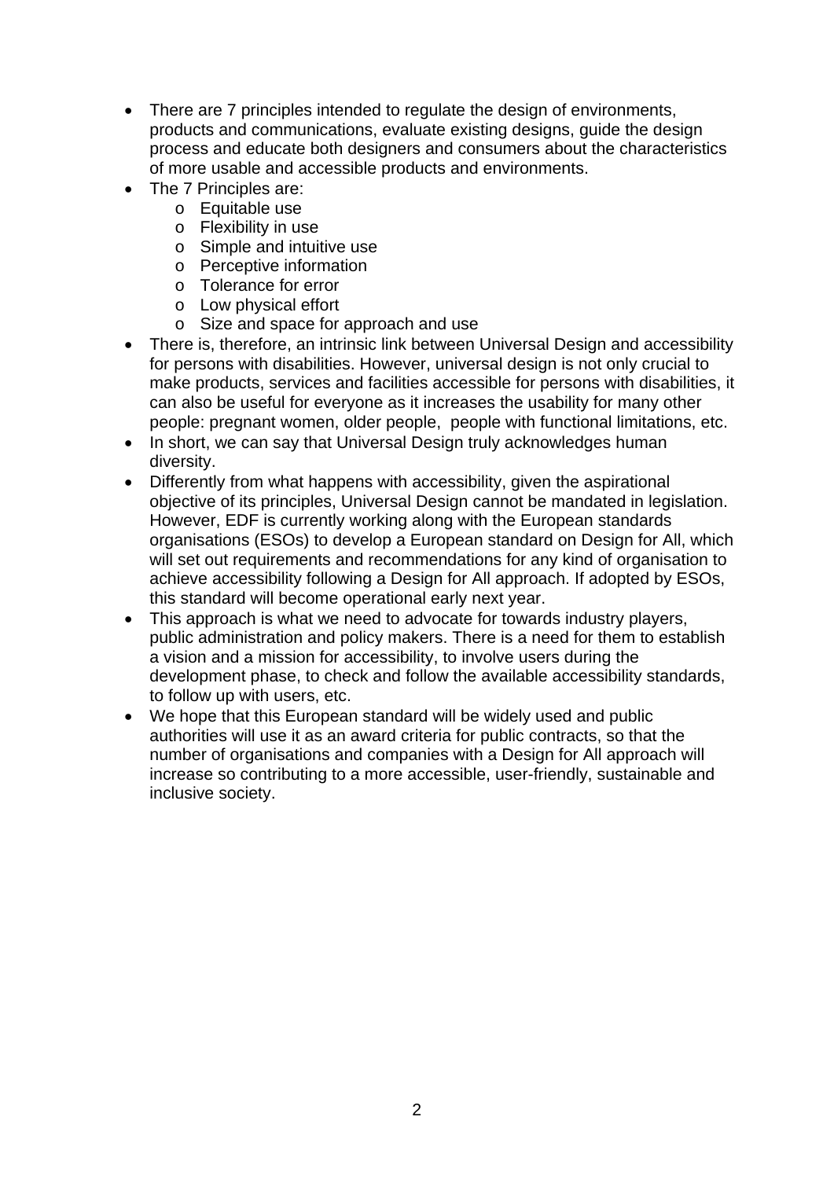- There are 7 principles intended to regulate the design of environments, products and communications, evaluate existing designs, guide the design process and educate both designers and consumers about the characteristics of more usable and accessible products and environments.
- The 7 Principles are:
  - Equitable use
  - Flexibility in use
  - Simple and intuitive use
  - Perceptive information
  - Tolerance for error
  - Low physical effort
  - Size and space for approach and use
- There is, therefore, an intrinsic link between Universal Design and accessibility for persons with disabilities. However, universal design is not only crucial to make products, services and facilities accessible for persons with disabilities, it can also be useful for everyone as it increases the usability for many other people: pregnant women, older people, people with functional limitations, etc.
- In short, we can say that Universal Design truly acknowledges human diversity.
- Differently from what happens with accessibility, given the aspirational objective of its principles, Universal Design cannot be mandated in legislation. However, EDF is currently working along with the European standards organisations (ESOs) to develop a European standard on Design for All, which will set out requirements and recommendations for any kind of organisation to achieve accessibility following a Design for All approach. If adopted by ESOs, this standard will become operational early next year.
- This approach is what we need to advocate for towards industry players, public administration and policy makers. There is a need for them to establish a vision and a mission for accessibility, to involve users during the development phase, to check and follow the available accessibility standards, to follow up with users, etc.
- We hope that this European standard will be widely used and public authorities will use it as an award criteria for public contracts, so that the number of organisations and companies with a Design for All approach will increase so contributing to a more accessible, user-friendly, sustainable and inclusive society.